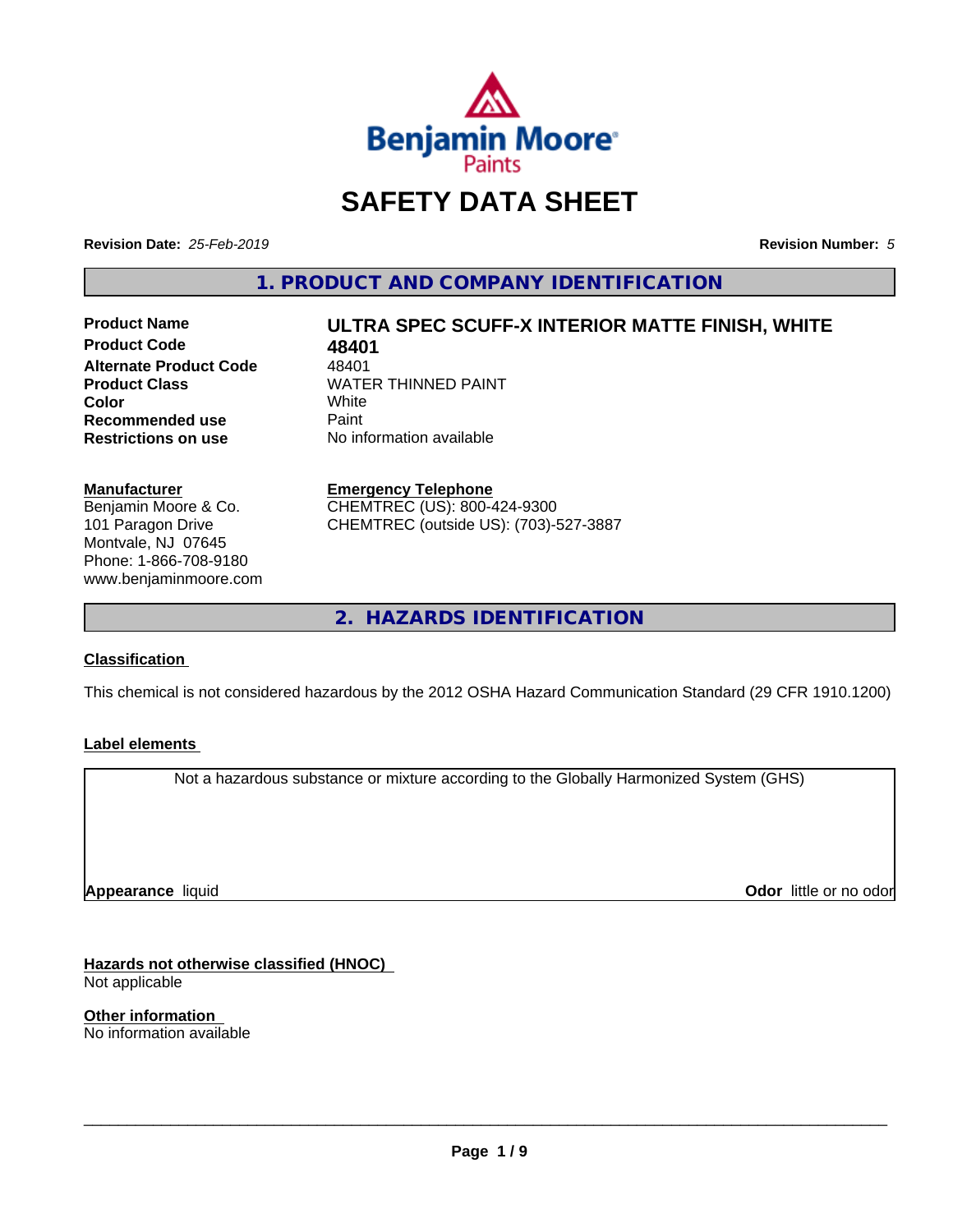Benjamin Moore Paints

# SAFETY DATA SHEET

**Revision Date:** *25-Feb-2019*

**Revision Number:** *5*

## 1. PRODUCT AND COMPANY IDENTIFICATION

| | |
|---|---|
| **Product Name** | **ULTRA SPEC SCUFF-X INTERIOR MATTE FINISH, WHITE** |
| **Product Code** | **48401** |
| **Alternate Product Code** | 48401 |
| **Product Class** | WATER THINNED PAINT |
| **Color** | White |
| **Recommended use** | Paint |
| **Restrictions on use** | No information available |

**Manufacturer**
Benjamin Moore & Co.
101 Paragon Drive
Montvale, NJ 07645
Phone: 1-866-708-9180
www.benjaminmoore.com

**Emergency Telephone**
CHEMTREC (US): 800-424-9300
CHEMTREC (outside US): (703)-527-3887

## 2. HAZARDS IDENTIFICATION

### Classification

This chemical is not considered hazardous by the 2012 OSHA Hazard Communication Standard (29 CFR 1910.1200)

### Label elements

Not a hazardous substance or mixture according to the Globally Harmonized System (GHS)

**Appearance** liquid

**Odor** little or no odor

### Hazards not otherwise classified (HNOC)

Not applicable

### Other information

No information available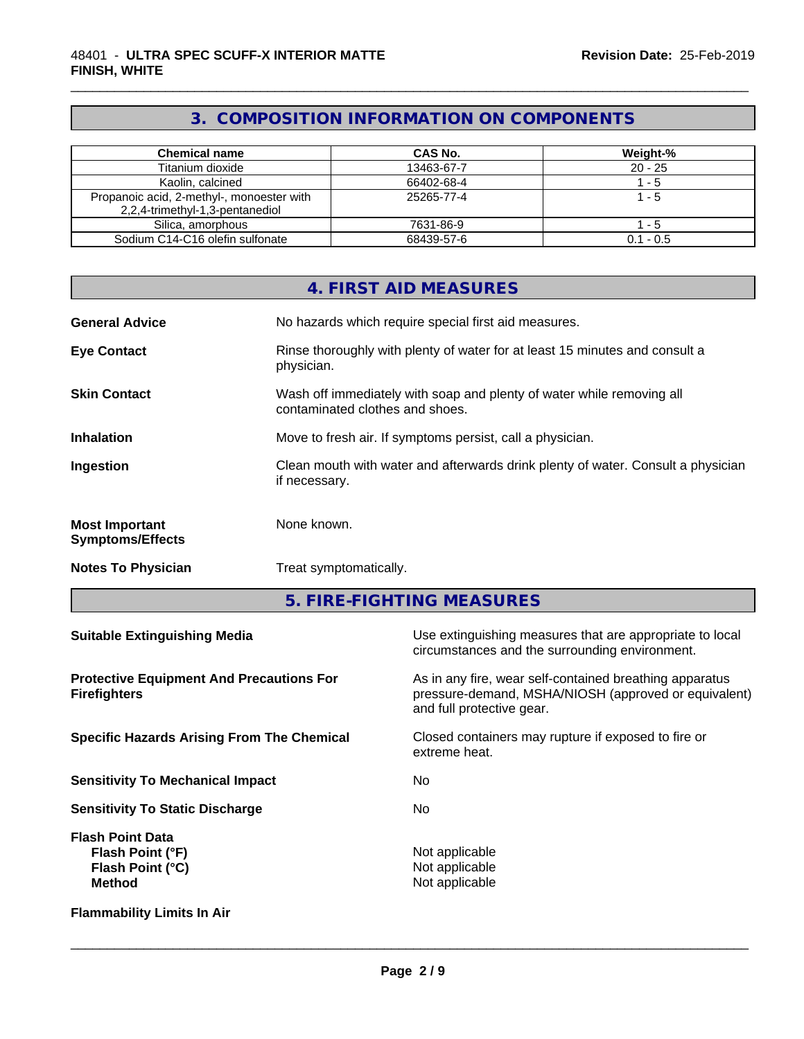## 3. COMPOSITION INFORMATION ON COMPONENTS

| Chemical name | CAS No. | Weight-% |
|---|---|---|
| Titanium dioxide | 13463-67-7 | 20 - 25 |
| Kaolin, calcined | 66402-68-4 | 1 - 5 |
| Propanoic acid, 2-methyl-, monoester with 2,2,4-trimethyl-1,3-pentanediol | 25265-77-4 | 1 - 5 |
| Silica, amorphous | 7631-86-9 | 1 - 5 |
| Sodium C14-C16 olefin sulfonate | 68439-57-6 | 0.1 - 0.5 |

## 4. FIRST AID MEASURES

**General Advice** No hazards which require special first aid measures.

**Eye Contact** Rinse thoroughly with plenty of water for at least 15 minutes and consult a physician.

**Skin Contact** Wash off immediately with soap and plenty of water while removing all contaminated clothes and shoes.

**Inhalation** Move to fresh air. If symptoms persist, call a physician.

**Ingestion** Clean mouth with water and afterwards drink plenty of water. Consult a physician if necessary.

**Most Important Symptoms/Effects** None known.

**Notes To Physician** Treat symptomatically.

## 5. FIRE-FIGHTING MEASURES

**Suitable Extinguishing Media** Use extinguishing measures that are appropriate to local circumstances and the surrounding environment.

**Protective Equipment And Precautions For Firefighters** As in any fire, wear self-contained breathing apparatus pressure-demand, MSHA/NIOSH (approved or equivalent) and full protective gear.

**Specific Hazards Arising From The Chemical** Closed containers may rupture if exposed to fire or extreme heat.

**Sensitivity To Mechanical Impact** No

**Sensitivity To Static Discharge** No

**Flash Point Data**
**Flash Point (°F)** Not applicable
**Flash Point (°C)** Not applicable
**Method** Not applicable

**Flammability Limits In Air**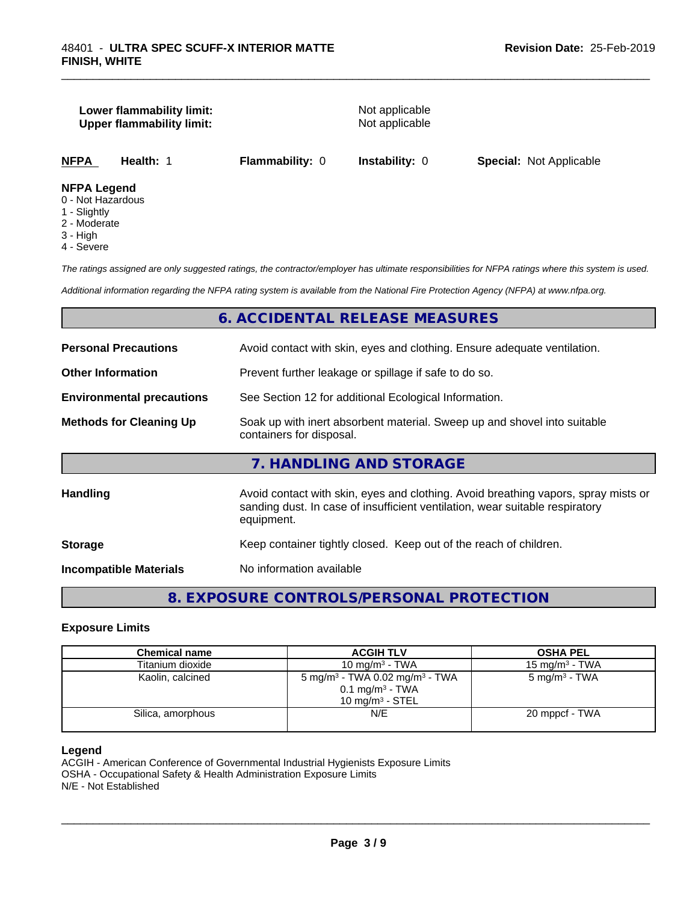**Lower flammability limit:** Not applicable
**Upper flammability limit:** Not applicable

| NFPA | Health: 1 | Flammability: 0 | Instability: 0 | Special: Not Applicable |
|---|---|---|---|---|

**NFPA Legend**
0 - Not Hazardous
1 - Slightly
2 - Moderate
3 - High
4 - Severe

*The ratings assigned are only suggested ratings, the contractor/employer has ultimate responsibilities for NFPA ratings where this system is used.*

*Additional information regarding the NFPA rating system is available from the National Fire Protection Agency (NFPA) at www.nfpa.org.*

## 6. ACCIDENTAL RELEASE MEASURES

**Personal Precautions** Avoid contact with skin, eyes and clothing. Ensure adequate ventilation.

**Other Information** Prevent further leakage or spillage if safe to do so.

**Environmental precautions** See Section 12 for additional Ecological Information.

**Methods for Cleaning Up** Soak up with inert absorbent material. Sweep up and shovel into suitable containers for disposal.

## 7. HANDLING AND STORAGE

**Handling** Avoid contact with skin, eyes and clothing. Avoid breathing vapors, spray mists or sanding dust. In case of insufficient ventilation, wear suitable respiratory equipment.

**Storage** Keep container tightly closed. Keep out of the reach of children.

**Incompatible Materials** No information available

## 8. EXPOSURE CONTROLS/PERSONAL PROTECTION

### Exposure Limits

| Chemical name | ACGIH TLV | OSHA PEL |
|---|---|---|
| Titanium dioxide | 10 mg/m³ - TWA | 15 mg/m³ - TWA |
| Kaolin, calcined | 5 mg/m³ - TWA 0.02 mg/m³ - TWA<br>0.1 mg/m³ - TWA<br>10 mg/m³ - STEL | 5 mg/m³ - TWA |
| Silica, amorphous | N/E | 20 mppcf - TWA |

**Legend**
ACGIH - American Conference of Governmental Industrial Hygienists Exposure Limits
OSHA - Occupational Safety & Health Administration Exposure Limits
N/E - Not Established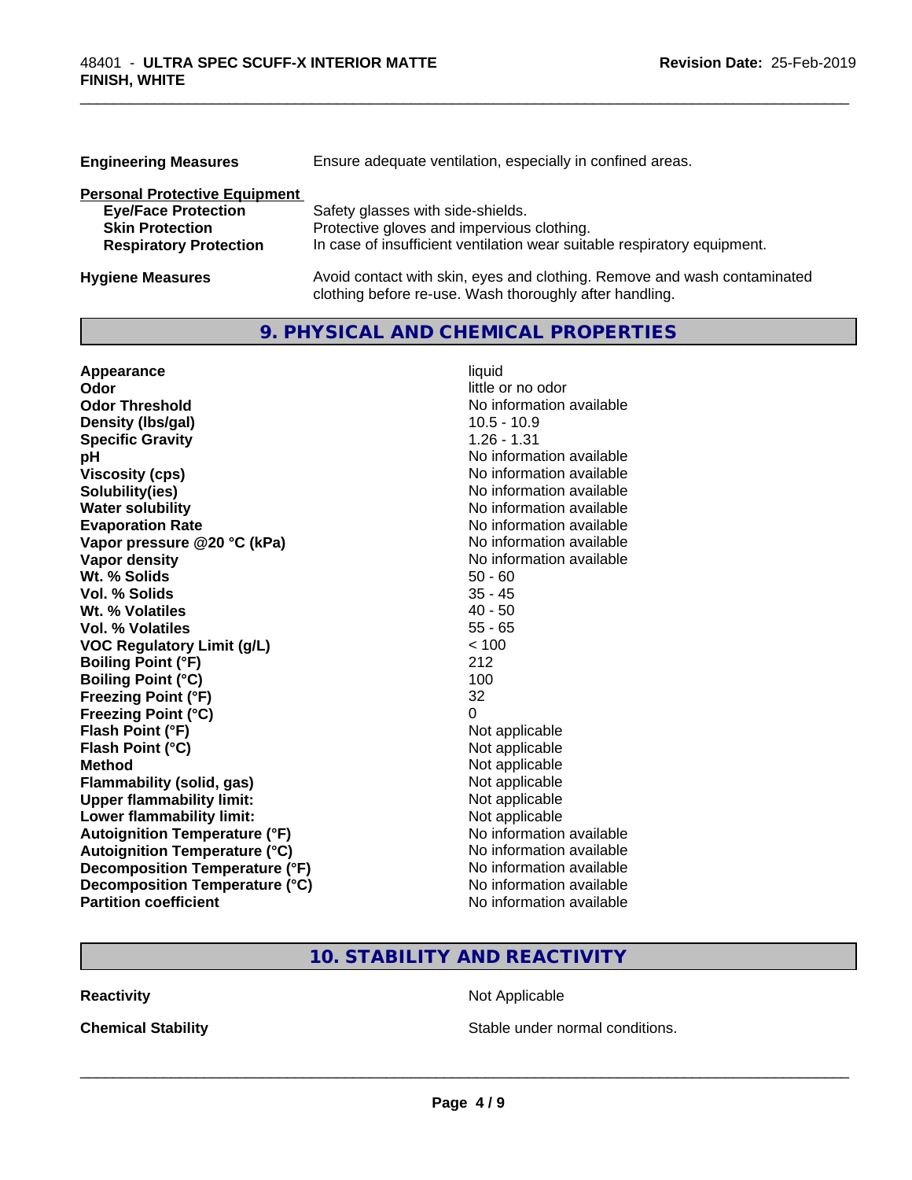| | |
|---|---|
| **Engineering Measures** | Ensure adequate ventilation, especially in confined areas. |

**Personal Protective Equipment**

| | |
|---|---|
| **Eye/Face Protection** | Safety glasses with side-shields. |
| **Skin Protection** | Protective gloves and impervious clothing. |
| **Respiratory Protection** | In case of insufficient ventilation wear suitable respiratory equipment. |

| | |
|---|---|
| **Hygiene Measures** | Avoid contact with skin, eyes and clothing. Remove and wash contaminated clothing before re-use. Wash thoroughly after handling. |

## 9. PHYSICAL AND CHEMICAL PROPERTIES

| | |
|---|---|
| **Appearance** | liquid |
| **Odor** | little or no odor |
| **Odor Threshold** | No information available |
| **Density (lbs/gal)** | 10.5 - 10.9 |
| **Specific Gravity** | 1.26 - 1.31 |
| **pH** | No information available |
| **Viscosity (cps)** | No information available |
| **Solubility(ies)** | No information available |
| **Water solubility** | No information available |
| **Evaporation Rate** | No information available |
| **Vapor pressure @20 °C (kPa)** | No information available |
| **Vapor density** | No information available |
| **Wt. % Solids** | 50 - 60 |
| **Vol. % Solids** | 35 - 45 |
| **Wt. % Volatiles** | 40 - 50 |
| **Vol. % Volatiles** | 55 - 65 |
| **VOC Regulatory Limit (g/L)** | < 100 |
| **Boiling Point (°F)** | 212 |
| **Boiling Point (°C)** | 100 |
| **Freezing Point (°F)** | 32 |
| **Freezing Point (°C)** | 0 |
| **Flash Point (°F)** | Not applicable |
| **Flash Point (°C)** | Not applicable |
| **Method** | Not applicable |
| **Flammability (solid, gas)** | Not applicable |
| **Upper flammability limit:** | Not applicable |
| **Lower flammability limit:** | Not applicable |
| **Autoignition Temperature (°F)** | No information available |
| **Autoignition Temperature (°C)** | No information available |
| **Decomposition Temperature (°F)** | No information available |
| **Decomposition Temperature (°C)** | No information available |
| **Partition coefficient** | No information available |

## 10. STABILITY AND REACTIVITY

| | |
|---|---|
| **Reactivity** | Not Applicable |
| **Chemical Stability** | Stable under normal conditions. |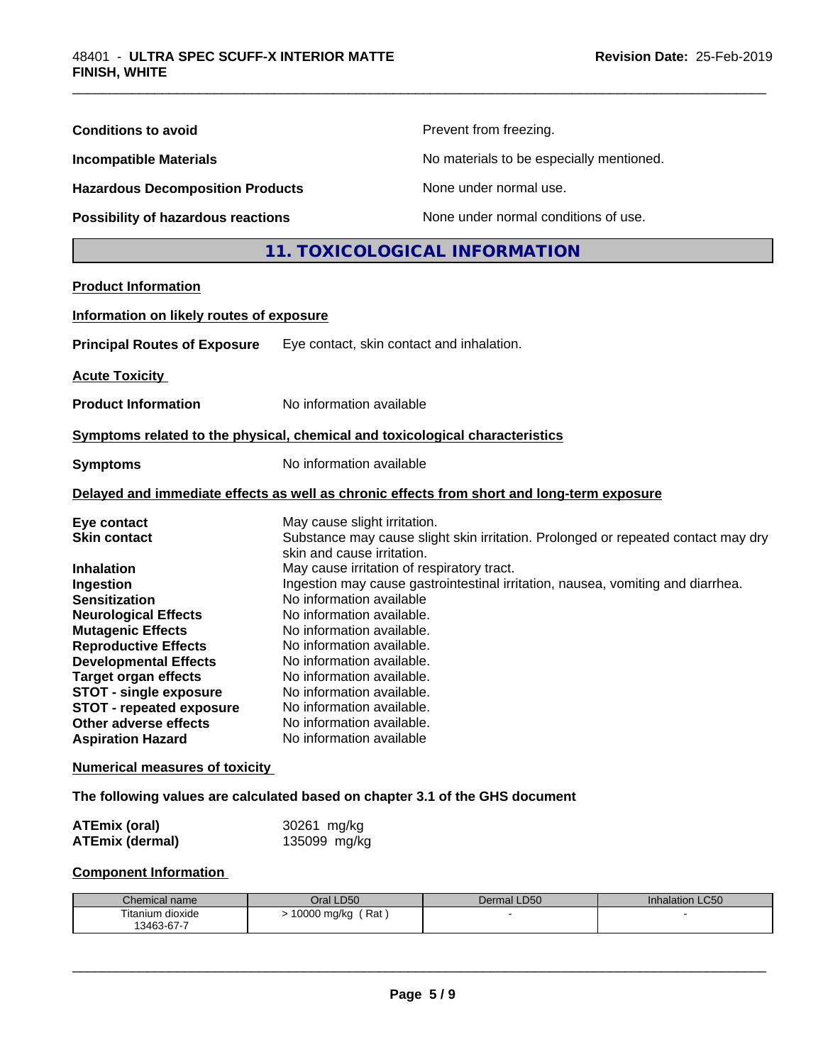| | |
|---|---|
| **Conditions to avoid** | Prevent from freezing. |
| **Incompatible Materials** | No materials to be especially mentioned. |
| **Hazardous Decomposition Products** | None under normal use. |
| **Possibility of hazardous reactions** | None under normal conditions of use. |

## 11. TOXICOLOGICAL INFORMATION

**Product Information**

**Information on likely routes of exposure**

**Principal Routes of Exposure** Eye contact, skin contact and inhalation.

**Acute Toxicity**

**Product Information** No information available

**Symptoms related to the physical, chemical and toxicological characteristics**

**Symptoms** No information available

**Delayed and immediate effects as well as chronic effects from short and long-term exposure**

| | |
|---|---|
| **Eye contact** | May cause slight irritation. |
| **Skin contact** | Substance may cause slight skin irritation. Prolonged or repeated contact may dry skin and cause irritation. |
| **Inhalation** | May cause irritation of respiratory tract. |
| **Ingestion** | Ingestion may cause gastrointestinal irritation, nausea, vomiting and diarrhea. |
| **Sensitization** | No information available |
| **Neurological Effects** | No information available. |
| **Mutagenic Effects** | No information available. |
| **Reproductive Effects** | No information available. |
| **Developmental Effects** | No information available. |
| **Target organ effects** | No information available. |
| **STOT - single exposure** | No information available. |
| **STOT - repeated exposure** | No information available. |
| **Other adverse effects** | No information available. |
| **Aspiration Hazard** | No information available |

**Numerical measures of toxicity**

**The following values are calculated based on chapter 3.1 of the GHS document**

| | |
|---|---|
| **ATEmix (oral)** | 30261 mg/kg |
| **ATEmix (dermal)** | 135099 mg/kg |

**Component Information**

| Chemical name | Oral LD50 | Dermal LD50 | Inhalation LC50 |
|---|---|---|---|
| Titanium dioxide 13463-67-7 | > 10000 mg/kg ( Rat ) | - | - |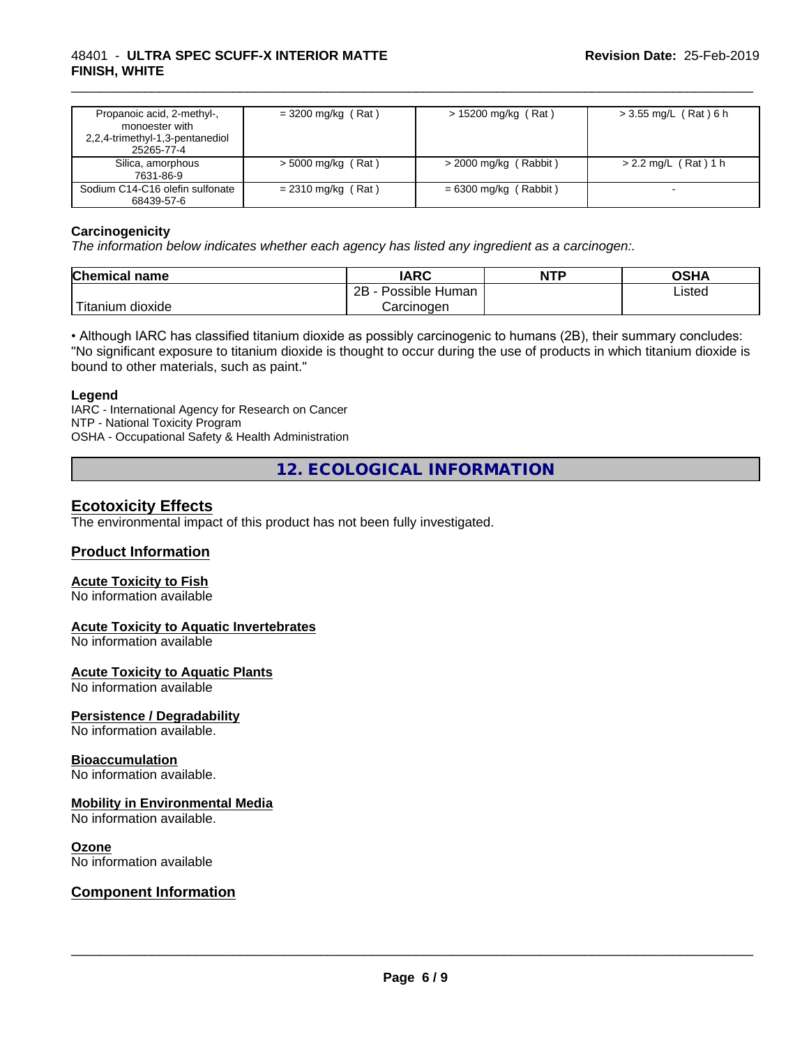| Propanoic acid, 2-methyl-, monoester with 2,2,4-trimethyl-1,3-pentanediol 25265-77-4 | = 3200 mg/kg ( Rat ) | > 15200 mg/kg ( Rat ) | > 3.55 mg/L ( Rat ) 6 h |
|---|---|---|---|
| Silica, amorphous 7631-86-9 | > 5000 mg/kg ( Rat ) | > 2000 mg/kg ( Rabbit ) | > 2.2 mg/L ( Rat ) 1 h |
| Sodium C14-C16 olefin sulfonate 68439-57-6 | = 2310 mg/kg ( Rat ) | = 6300 mg/kg ( Rabbit ) | - |

**Carcinogenicity**

*The information below indicates whether each agency has listed any ingredient as a carcinogen:.*

| Chemical name | IARC | NTP | OSHA |
|---|---|---|---|
| Titanium dioxide | 2B - Possible Human Carcinogen | | Listed |

• Although IARC has classified titanium dioxide as possibly carcinogenic to humans (2B), their summary concludes: "No significant exposure to titanium dioxide is thought to occur during the use of products in which titanium dioxide is bound to other materials, such as paint."

**Legend**

IARC - International Agency for Research on Cancer
NTP - National Toxicity Program
OSHA - Occupational Safety & Health Administration

## 12. ECOLOGICAL INFORMATION

### Ecotoxicity Effects

The environmental impact of this product has not been fully investigated.

### Product Information

**Acute Toxicity to Fish**

No information available

**Acute Toxicity to Aquatic Invertebrates**

No information available

**Acute Toxicity to Aquatic Plants**

No information available

**Persistence / Degradability**

No information available.

**Bioaccumulation**

No information available.

**Mobility in Environmental Media**

No information available.

**Ozone**

No information available

### Component Information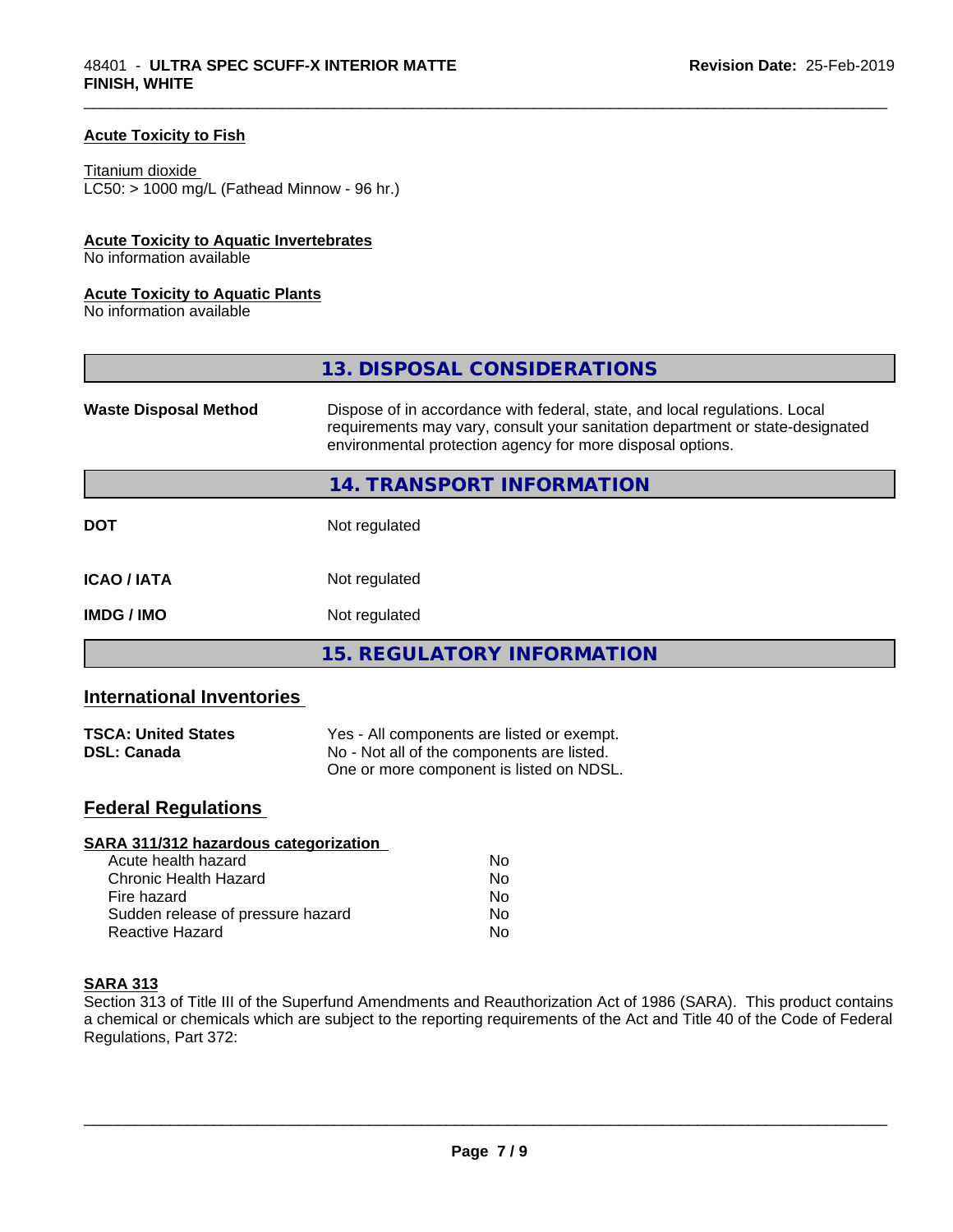### Acute Toxicity to Fish

Titanium dioxide
LC50: > 1000 mg/L (Fathead Minnow - 96 hr.)

### Acute Toxicity to Aquatic Invertebrates

No information available

### Acute Toxicity to Aquatic Plants

No information available

## 13. DISPOSAL CONSIDERATIONS

| | |
|---|---|
| **Waste Disposal Method** | Dispose of in accordance with federal, state, and local regulations. Local requirements may vary, consult your sanitation department or state-designated environmental protection agency for more disposal options. |

## 14. TRANSPORT INFORMATION

| | |
|---|---|
| **DOT** | Not regulated |
| **ICAO / IATA** | Not regulated |
| **IMDG / IMO** | Not regulated |

## 15. REGULATORY INFORMATION

### International Inventories

| | |
|---|---|
| **TSCA: United States** | Yes - All components are listed or exempt. |
| **DSL: Canada** | No - Not all of the components are listed. One or more component is listed on NDSL. |

### Federal Regulations

**SARA 311/312 hazardous categorization**

| | |
|---|---|
| Acute health hazard | No |
| Chronic Health Hazard | No |
| Fire hazard | No |
| Sudden release of pressure hazard | No |
| Reactive Hazard | No |

**SARA 313**

Section 313 of Title III of the Superfund Amendments and Reauthorization Act of 1986 (SARA). This product contains a chemical or chemicals which are subject to the reporting requirements of the Act and Title 40 of the Code of Federal Regulations, Part 372: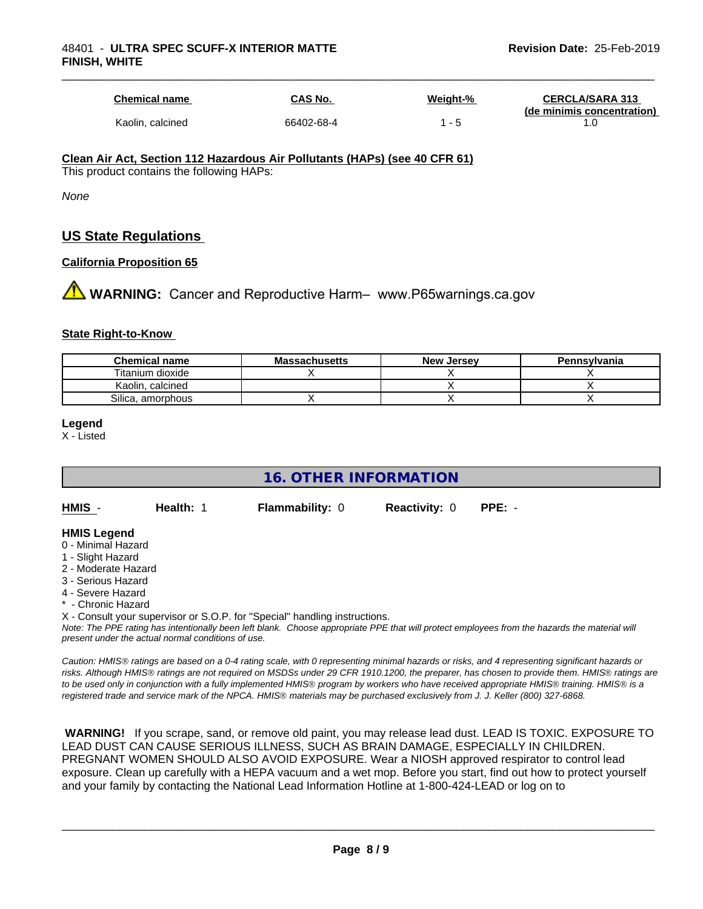| Chemical name | CAS No. | Weight-% | CERCLA/SARA 313 (de minimis concentration) |
|---|---|---|---|
| Kaolin, calcined | 66402-68-4 | 1 - 5 | 1.0 |

**Clean Air Act, Section 112 Hazardous Air Pollutants (HAPs) (see 40 CFR 61)**

This product contains the following HAPs:

*None*

## US State Regulations

**California Proposition 65**

⚠ **WARNING:** Cancer and Reproductive Harm– www.P65warnings.ca.gov

**State Right-to-Know**

| Chemical name | Massachusetts | New Jersey | Pennsylvania |
|---|---|---|---|
| Titanium dioxide | X | X | X |
| Kaolin, calcined | | X | X |
| Silica, amorphous | X | X | X |

**Legend**

X - Listed

## 16. OTHER INFORMATION

| HMIS - | Health: 1 | Flammability: 0 | Reactivity: 0 | PPE: - |
|---|---|---|---|---|

**HMIS Legend**

0 - Minimal Hazard
1 - Slight Hazard
2 - Moderate Hazard
3 - Serious Hazard
4 - Severe Hazard
* - Chronic Hazard
X - Consult your supervisor or S.O.P. for "Special" handling instructions.

*Note: The PPE rating has intentionally been left blank. Choose appropriate PPE that will protect employees from the hazards the material will present under the actual normal conditions of use.*

*Caution: HMIS® ratings are based on a 0-4 rating scale, with 0 representing minimal hazards or risks, and 4 representing significant hazards or risks. Although HMIS® ratings are not required on MSDSs under 29 CFR 1910.1200, the preparer, has chosen to provide them. HMIS® ratings are to be used only in conjunction with a fully implemented HMIS® program by workers who have received appropriate HMIS® training. HMIS® is a registered trade and service mark of the NPCA. HMIS® materials may be purchased exclusively from J. J. Keller (800) 327-6868.*

**WARNING!** If you scrape, sand, or remove old paint, you may release lead dust. LEAD IS TOXIC. EXPOSURE TO LEAD DUST CAN CAUSE SERIOUS ILLNESS, SUCH AS BRAIN DAMAGE, ESPECIALLY IN CHILDREN. PREGNANT WOMEN SHOULD ALSO AVOID EXPOSURE. Wear a NIOSH approved respirator to control lead exposure. Clean up carefully with a HEPA vacuum and a wet mop. Before you start, find out how to protect yourself and your family by contacting the National Lead Information Hotline at 1-800-424-LEAD or log on to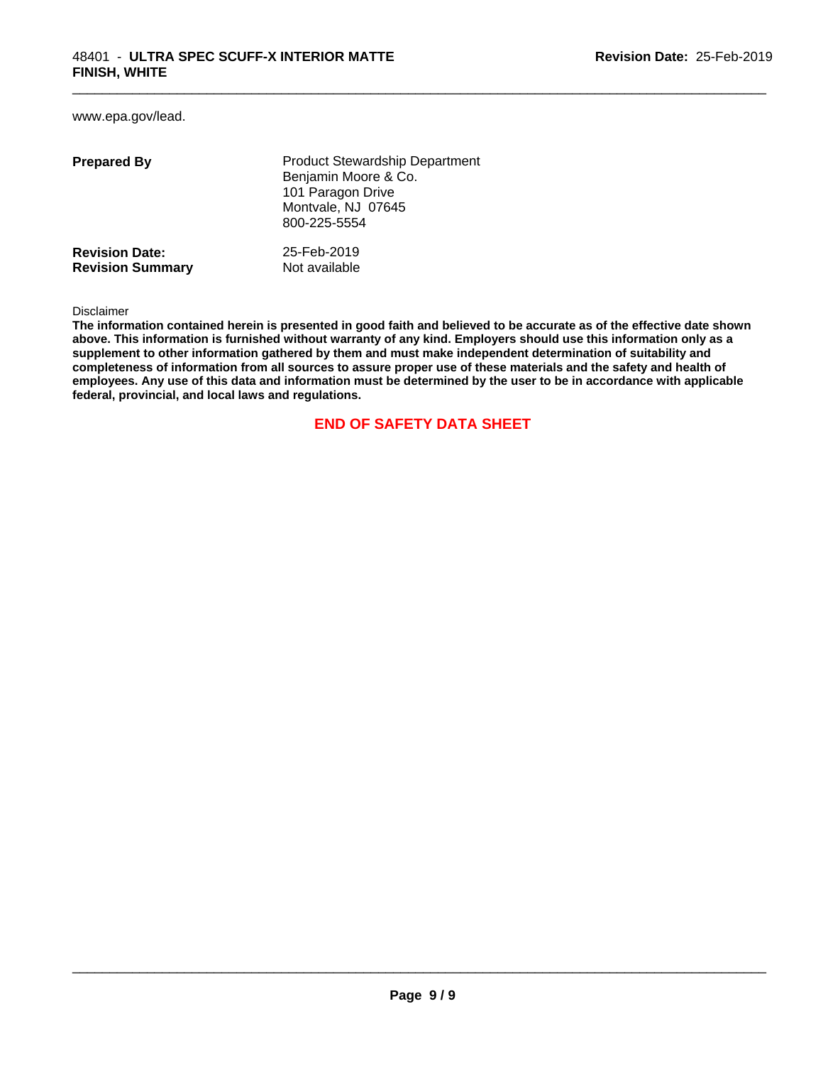www.epa.gov/lead.

| | |
|---|---|
| **Prepared By** | Product Stewardship Department<br>Benjamin Moore & Co.<br>101 Paragon Drive<br>Montvale, NJ 07645<br>800-225-5554 |
| **Revision Date:** | 25-Feb-2019 |
| **Revision Summary** | Not available |

Disclaimer

**The information contained herein is presented in good faith and believed to be accurate as of the effective date shown above. This information is furnished without warranty of any kind. Employers should use this information only as a supplement to other information gathered by them and must make independent determination of suitability and completeness of information from all sources to assure proper use of these materials and the safety and health of employees. Any use of this data and information must be determined by the user to be in accordance with applicable federal, provincial, and local laws and regulations.**

**END OF SAFETY DATA SHEET**